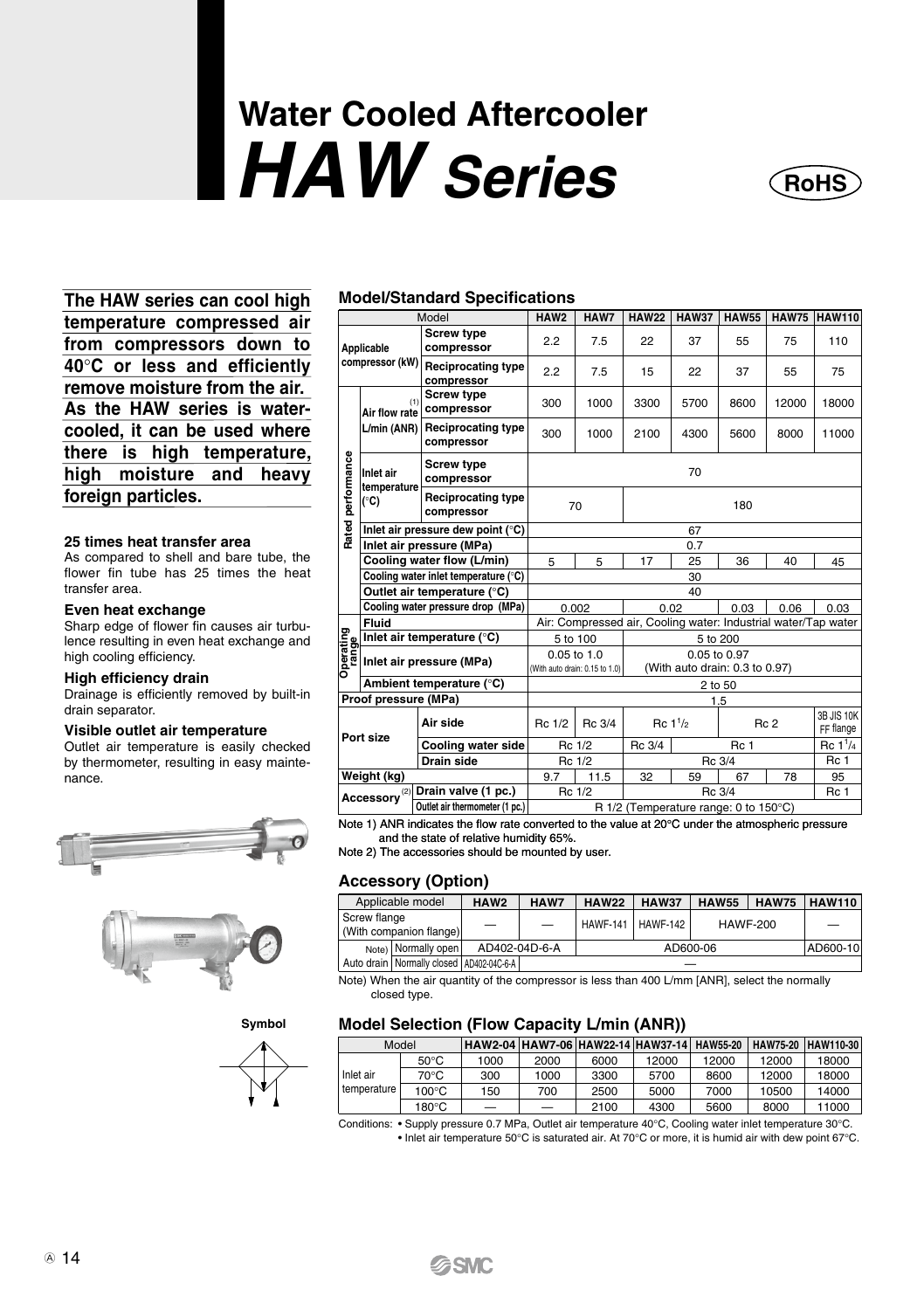# Water Cooled Aftercooler
# *HAW Series*

RoHS

**The HAW series can cool high temperature compressed air from compressors down to 40°C or less and efficiently remove moisture from the air. As the HAW series is water-cooled, it can be used where there is high temperature, high moisture and heavy foreign particles.**

#### 25 times heat transfer area

As compared to shell and bare tube, the flower fin tube has 25 times the heat transfer area.

#### Even heat exchange

Sharp edge of flower fin causes air turbulence resulting in even heat exchange and high cooling efficiency.

#### High efficiency drain

Drainage is efficiently removed by built-in drain separator.

#### Visible outlet air temperature

Outlet air temperature is easily checked by thermometer, resulting in easy maintenance.

Symbol

### Model/Standard Specifications

| Model | | | HAW2 | HAW7 | HAW22 | HAW37 | HAW55 | HAW75 | HAW110 |
|---|---|---|---|---|---|---|---|---|---|
| Applicable compressor (kW) | | Screw type compressor | 2.2 | 7.5 | 22 | 37 | 55 | 75 | 110 |
| | | Reciprocating type compressor | 2.2 | 7.5 | 15 | 22 | 37 | 55 | 75 |
| Rated performance | Air flow rate (1) L/min (ANR) | Screw type compressor | 300 | 1000 | 3300 | 5700 | 8600 | 12000 | 18000 |
| | | Reciprocating type compressor | 300 | 1000 | 2100 | 4300 | 5600 | 8000 | 11000 |
| | Inlet air temperature (°C) | Screw type compressor | 70 | | | | | | |
| | | Reciprocating type compressor | 70 | | 180 | | | | |
| | Inlet air pressure dew point (°C) | | 67 | | | | | | |
| | Inlet air pressure (MPa) | | 0.7 | | | | | | |
| | Cooling water flow (L/min) | | 5 | 5 | 17 | 25 | 36 | 40 | 45 |
| | Cooling water inlet temperature (°C) | | 30 | | | | | | |
| | Outlet air temperature (°C) | | 40 | | | | | | |
| | Cooling water pressure drop (MPa) | | 0.002 | | 0.02 | | 0.03 | 0.06 | 0.03 |
| Operating range | Fluid | | Air: Compressed air, Cooling water: Industrial water/Tap water | | | | | | |
| | Inlet air temperature (°C) | | 5 to 100 | | 5 to 200 | | | | |
| | Inlet air pressure (MPa) | | 0.05 to 1.0 (With auto drain: 0.15 to 1.0) | | 0.05 to 0.97 (With auto drain: 0.3 to 0.97) | | | | |
| | Ambient temperature (°C) | | 2 to 50 | | | | | | |
| Proof pressure (MPa) | | | 1.5 | | | | | | |
| Port size | | Air side | Rc 1/2 | Rc 3/4 | Rc 1 1/2 | | Rc 2 | | 3B JIS 10K FF flange |
| | | Cooling water side | Rc 1/2 | | Rc 3/4 | Rc 1 | | | Rc 1 1/4 |
| | | Drain side | Rc 1/2 | | Rc 3/4 | | | | Rc 1 |
| Weight (kg) | | | 9.7 | 11.5 | 32 | 59 | 67 | 78 | 95 |
| Accessory (2) | | Drain valve (1 pc.) | Rc 1/2 | | Rc 3/4 | | | | Rc 1 |
| | | Outlet air thermometer (1 pc.) | R 1/2 (Temperature range: 0 to 150°C) | | | | | | |

Note 1) ANR indicates the flow rate converted to the value at 20°C under the atmospheric pressure and the state of relative humidity 65%.
Note 2) The accessories should be mounted by user.

### Accessory (Option)

| Applicable model | | HAW2 | HAW7 | HAW22 | HAW37 | HAW55 | HAW75 | HAW110 |
|---|---|---|---|---|---|---|---|---|
| Screw flange (With companion flange) | | — | — | HAWF-141 | HAWF-142 | HAWF-200 | | — |
| Note) Auto drain | Normally open | AD402-04D-6-A | | AD600-06 | | | | AD600-10 |
| | Normally closed | AD402-04C-6-A | — | | | | | |

Note) When the air quantity of the compressor is less than 400 L/mm [ANR], select the normally closed type.

### Model Selection (Flow Capacity L/min (ANR))

| Model | | HAW2-04 | HAW7-06 | HAW22-14 | HAW37-14 | HAW55-20 | HAW75-20 | HAW110-30 |
|---|---|---|---|---|---|---|---|---|
| Inlet air temperature | 50°C | 1000 | 2000 | 6000 | 12000 | 12000 | 12000 | 18000 |
| | 70°C | 300 | 1000 | 3300 | 5700 | 8600 | 12000 | 18000 |
| | 100°C | 150 | 700 | 2500 | 5000 | 7000 | 10500 | 14000 |
| | 180°C | — | — | 2100 | 4300 | 5600 | 8000 | 11000 |

Conditions: • Supply pressure 0.7 MPa, Outlet air temperature 40°C, Cooling water inlet temperature 30°C.
• Inlet air temperature 50°C is saturated air. At 70°C or more, it is humid air with dew point 67°C.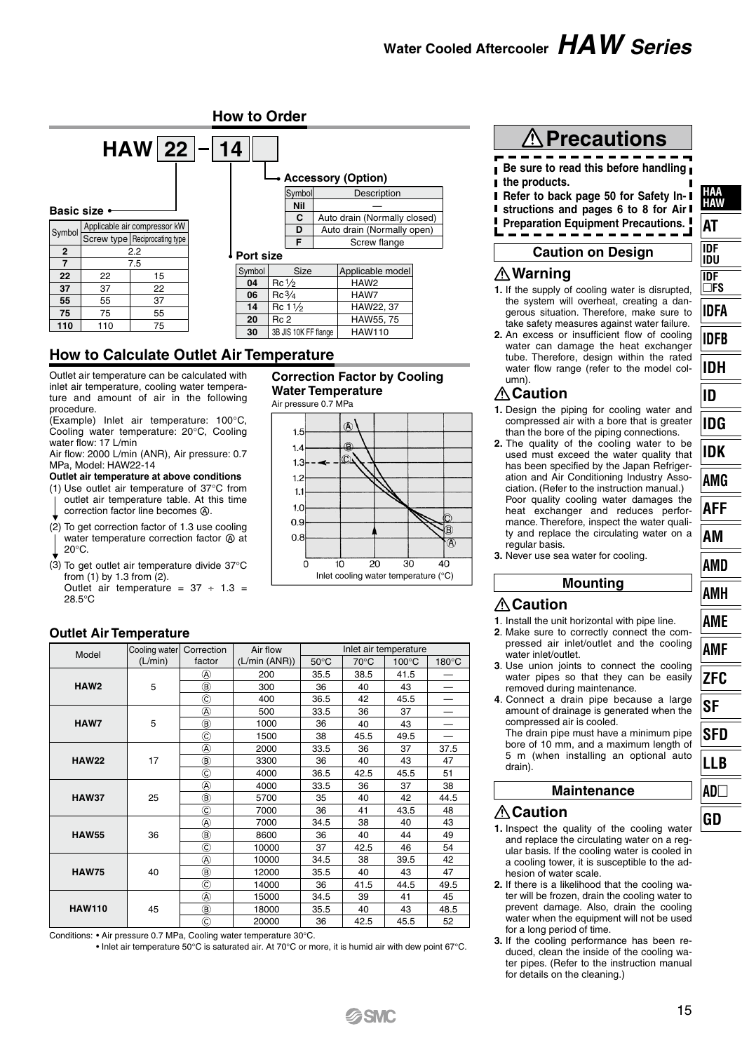# Water Cooled Aftercooler *HAW Series*

## How to Order

**HAW 22 – 14 [ ]**

**Basic size**

| Symbol | Applicable air compressor kW | |
|---|---|---|
| | Screw type | Reciprocating type |
| **2** | 2.2 | |
| **7** | 7.5 | |
| **22** | 22 | 15 |
| **37** | 37 | 22 |
| **55** | 55 | 37 |
| **75** | 75 | 55 |
| **110** | 110 | 75 |

**Port size**

| Symbol | Size | Applicable model |
|---|---|---|
| **04** | Rc 1/2 | HAW2 |
| **06** | Rc 3/4 | HAW7 |
| **14** | Rc 1 1/2 | HAW22, 37 |
| **20** | Rc 2 | HAW55, 75 |
| **30** | 3B JIS 10K FF flange | HAW110 |

**Accessory (Option)**

| Symbol | Description |
|---|---|
| **Nil** | — |
| **C** | Auto drain (Normally closed) |
| **D** | Auto drain (Normally open) |
| **F** | Screw flange |

## How to Calculate Outlet Air Temperature

Outlet air temperature can be calculated with inlet air temperature, cooling water temperature and amount of air in the following procedure.

(Example) Inlet air temperature: 100°C, Cooling water temperature: 20°C, Cooling water flow: 17 L/min
Air flow: 2000 L/min (ANR), Air pressure: 0.7 MPa, Model: HAW22-14

**Outlet air temperature at above conditions**

(1) Use outlet air temperature of 37°C from outlet air temperature table. At this time correction factor line becomes Ⓐ.

(2) To get correction factor of 1.3 use cooling water temperature correction factor Ⓐ at 20°C.

(3) To get outlet air temperature divide 37°C from (1) by 1.3 from (2).
Outlet air temperature = 37 ÷ 1.3 = 28.5°C

### Correction Factor by Cooling Water Temperature

Air pressure 0.7 MPa

### Outlet Air Temperature

| Model | Cooling water (L/min) | Correction factor | Air flow (L/min (ANR)) | Inlet air temperature | | | |
|---|---|---|---|---|---|---|---|
| | | | | 50°C | 70°C | 100°C | 180°C |
| **HAW2** | 5 | Ⓐ | 200 | 35.5 | 38.5 | 41.5 | — |
| | | Ⓑ | 300 | 36 | 40 | 43 | — |
| | | Ⓒ | 400 | 36.5 | 42 | 45.5 | — |
| **HAW7** | 5 | Ⓐ | 500 | 33.5 | 36 | 37 | — |
| | | Ⓑ | 1000 | 36 | 40 | 43 | — |
| | | Ⓒ | 1500 | 38 | 45.5 | 49.5 | — |
| **HAW22** | 17 | Ⓐ | 2000 | 33.5 | 36 | 37 | 37.5 |
| | | Ⓑ | 3300 | 36 | 40 | 43 | 47 |
| | | Ⓒ | 4000 | 36.5 | 42.5 | 45.5 | 51 |
| **HAW37** | 25 | Ⓐ | 4000 | 33.5 | 36 | 37 | 38 |
| | | Ⓑ | 5700 | 35 | 40 | 42 | 44.5 |
| | | Ⓒ | 7000 | 36 | 41 | 43.5 | 48 |
| **HAW55** | 36 | Ⓐ | 7000 | 34.5 | 38 | 40 | 43 |
| | | Ⓑ | 8600 | 36 | 40 | 44 | 49 |
| | | Ⓒ | 10000 | 37 | 42.5 | 46 | 54 |
| **HAW75** | 40 | Ⓐ | 10000 | 34.5 | 38 | 39.5 | 42 |
| | | Ⓑ | 12000 | 35.5 | 40 | 43 | 47 |
| | | Ⓒ | 14000 | 36 | 41.5 | 44.5 | 49.5 |
| **HAW110** | 45 | Ⓐ | 15000 | 34.5 | 39 | 41 | 45 |
| | | Ⓑ | 18000 | 35.5 | 40 | 43 | 48.5 |
| | | Ⓒ | 20000 | 36 | 42.5 | 45.5 | 52 |

Conditions: • Air pressure 0.7 MPa, Cooling water temperature 30°C.
• Inlet air temperature 50°C is saturated air. At 70°C or more, it is humid air with dew point 67°C.

## ⚠ Precautions

**Be sure to read this before handling the products. Refer to back page 50 for Safety Instructions and pages 6 to 8 for Air Preparation Equipment Precautions.**

### Caution on Design

#### ⚠ Warning

1. If the supply of cooling water is disrupted, the system will overheat, creating a dangerous situation. Therefore, make sure to take safety measures against water failure.
2. An excess or insufficient flow of cooling water can damage the heat exchanger tube. Therefore, design within the rated water flow range (refer to the model column).

#### ⚠ Caution

1. Design the piping for cooling water and compressed air with a bore that is greater than the bore of the piping connections.
2. The quality of the cooling water to be used must exceed the water quality that has been specified by the Japan Refrigeration and Air Conditioning Industry Association. (Refer to the instruction manual.) Poor quality cooling water damages the heat exchanger and reduces performance. Therefore, inspect the water quality and replace the circulating water on a regular basis.
3. Never use sea water for cooling.

### Mounting

#### ⚠ Caution

1. Install the unit horizontal with pipe line.
2. Make sure to correctly connect the compressed air inlet/outlet and the cooling water inlet/outlet.
3. Use union joints to connect the cooling water pipes so that they can be easily removed during maintenance.
4. Connect a drain pipe because a large amount of drainage is generated when the compressed air is cooled.
The drain pipe must have a minimum pipe bore of 10 mm, and a maximum length of 5 m (when installing an optional auto drain).

### Maintenance

#### ⚠ Caution

1. Inspect the quality of the cooling water and replace the circulating water on a regular basis. If the cooling water is cooled in a cooling tower, it is susceptible to the adhesion of water scale.
2. If there is a likelihood that the cooling water will be frozen, drain the cooling water to prevent damage. Also, drain the cooling water when the equipment will not be used for a long period of time.
3. If the cooling performance has been reduced, clean the inside of the cooling water pipes. (Refer to the instruction manual for details on the cleaning.)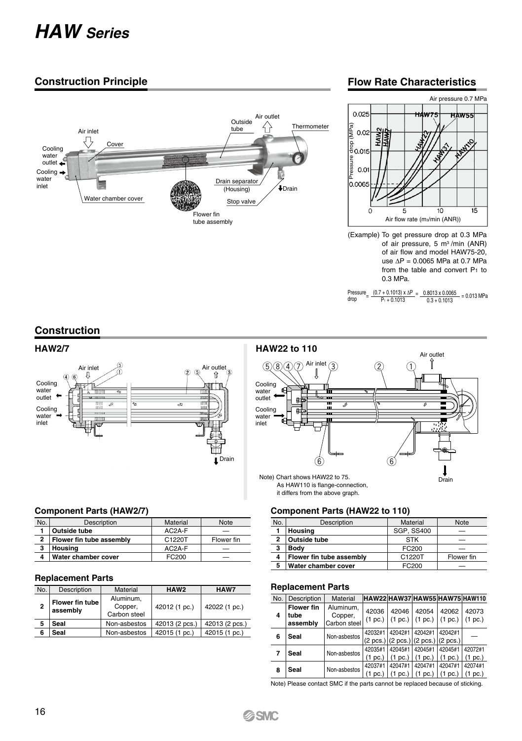# *HAW Series*

## Construction Principle

## Flow Rate Characteristics

(Example) To get pressure drop at 0.3 MPa of air pressure, 5 $m^3$/min (ANR) of air flow and model HAW75-20, use $\Delta P$ = 0.0065 MPa at 0.7 MPa from the table and convert $P_1$ to 0.3 MPa.

$$\text{Pressure drop} = \frac{(0.7 + 0.1013) \times \Delta P}{P_1 + 0.1013} = \frac{0.8013 \times 0.0065}{0.3 + 0.1013} = 0.013 \text{ MPa}$$

## Construction

### HAW2/7

### HAW22 to 110

Note) Chart shows HAW22 to 75.
As HAW110 is flange-connection, it differs from the above graph.

### Component Parts (HAW2/7)

| No. | Description | Material | Note |
|---|---|---|---|
| 1 | **Outside tube** | AC2A-F | — |
| 2 | **Flower fin tube assembly** | C1220T | Flower fin |
| 3 | **Housing** | AC2A-F | — |
| 4 | **Water chamber cover** | FC200 | — |

### Replacement Parts

| No. | Description | Material | HAW2 | HAW7 |
|---|---|---|---|---|
| 2 | **Flower fin tube assembly** | Aluminum, Copper, Carbon steel | 42012 (1 pc.) | 42022 (1 pc.) |
| 5 | **Seal** | Non-asbestos | 42013 (2 pcs.) | 42013 (2 pcs.) |
| 6 | **Seal** | Non-asbestos | 42015 (1 pc.) | 42015 (1 pc.) |

### Component Parts (HAW22 to 110)

| No. | Description | Material | Note |
|---|---|---|---|
| 1 | **Housing** | SGP, SS400 | — |
| 2 | **Outside tube** | STK | — |
| 3 | **Body** | FC200 | — |
| 4 | **Flower fin tube assembly** | C1220T | Flower fin |
| 5 | **Water chamber cover** | FC200 | — |

### Replacement Parts

| No. | Description | Material | HAW22 | HAW37 | HAW55 | HAW75 | HAW110 |
|---|---|---|---|---|---|---|---|
| 4 | **Flower fin tube assembly** | Aluminum, Copper, Carbon steel | 42036 (1 pc.) | 42046 (1 pc.) | 42054 (1 pc.) | 42062 (1 pc.) | 42073 (1 pc.) |
| 6 | **Seal** | Non-asbestos | 42032#1 (2 pcs.) | 42042#1 (2 pcs.) | 42042#1 (2 pcs.) | 42042#1 (2 pcs.) | — |
| 7 | **Seal** | Non-asbestos | 42035#1 (1 pc.) | 42045#1 (1 pc.) | 42045#1 (1 pc.) | 42045#1 (1 pc.) | 42072#1 (1 pc.) |
| 8 | **Seal** | Non-asbestos | 42037#1 (1 pc.) | 42047#1 (1 pc.) | 42047#1 (1 pc.) | 42047#1 (1 pc.) | 42074#1 (1 pc.) |

Note) Please contact SMC if the parts cannot be replaced because of sticking.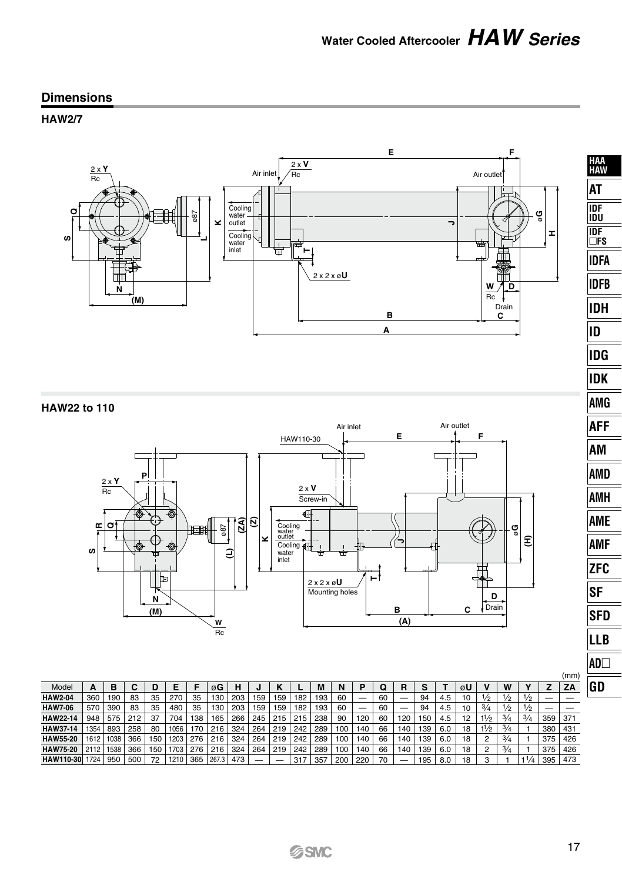## Dimensions

### HAW2/7

2 x Y
Rc

Q
S
N
(M)
ø87
L
K
Cooling water outlet
Cooling water inlet
Air inlet
2 x V
Rc
E
F
Air outlet
J
øG
H
T
2 x 2 x øU
W
Rc
D
Drain
B
C
A

### HAW22 to 110

P
2 x Y
Rc
R
Q
S
N
(M)
W
Rc
ø87
(L)
(ZA)
(Z)
K
HAW110-30
Air inlet
Air outlet
E
F
2 x V
Screw-in
Cooling water outlet
Cooling water inlet
J
øG
(H)
T
2 x 2 x øU
Mounting holes
D
Drain
B
C
(A)

(mm)

| Model | A | B | C | D | E | F | øG | H | J | K | L | M | N | P | Q | R | S | T | øU | V | W | Y | Z | ZA |
|---|---|---|---|---|---|---|---|---|---|---|---|---|---|---|---|---|---|---|---|---|---|---|---|---|
| HAW2-04 | 360 | 190 | 83 | 35 | 270 | 35 | 130 | 203 | 159 | 159 | 182 | 193 | 60 | — | 60 | — | 94 | 4.5 | 10 | 1/2 | 1/2 | 1/2 | — | — |
| HAW7-06 | 570 | 390 | 83 | 35 | 480 | 35 | 130 | 203 | 159 | 159 | 182 | 193 | 60 | — | 60 | — | 94 | 4.5 | 10 | 3/4 | 1/2 | 1/2 | — | — |
| HAW22-14 | 948 | 575 | 212 | 37 | 704 | 138 | 165 | 266 | 245 | 215 | 215 | 238 | 90 | 120 | 60 | 120 | 150 | 4.5 | 12 | 1 1/2 | 3/4 | 3/4 | 359 | 371 |
| HAW37-14 | 1354 | 893 | 258 | 80 | 1056 | 170 | 216 | 324 | 264 | 219 | 242 | 289 | 100 | 140 | 66 | 140 | 139 | 6.0 | 18 | 1 1/2 | 3/4 | 1 | 380 | 431 |
| HAW55-20 | 1612 | 1038 | 366 | 150 | 1203 | 276 | 216 | 324 | 264 | 219 | 242 | 289 | 100 | 140 | 66 | 140 | 139 | 6.0 | 18 | 2 | 3/4 | 1 | 375 | 426 |
| HAW75-20 | 2112 | 1538 | 366 | 150 | 1703 | 276 | 216 | 324 | 264 | 219 | 242 | 289 | 100 | 140 | 66 | 140 | 139 | 6.0 | 18 | 2 | 3/4 | 1 | 375 | 426 |
| HAW110-30 | 1724 | 950 | 500 | 72 | 1210 | 365 | 267.3 | 473 | — | — | 317 | 357 | 200 | 220 | 70 | — | 195 | 8.0 | 18 | 3 | 1 | 1 1/4 | 395 | 473 |